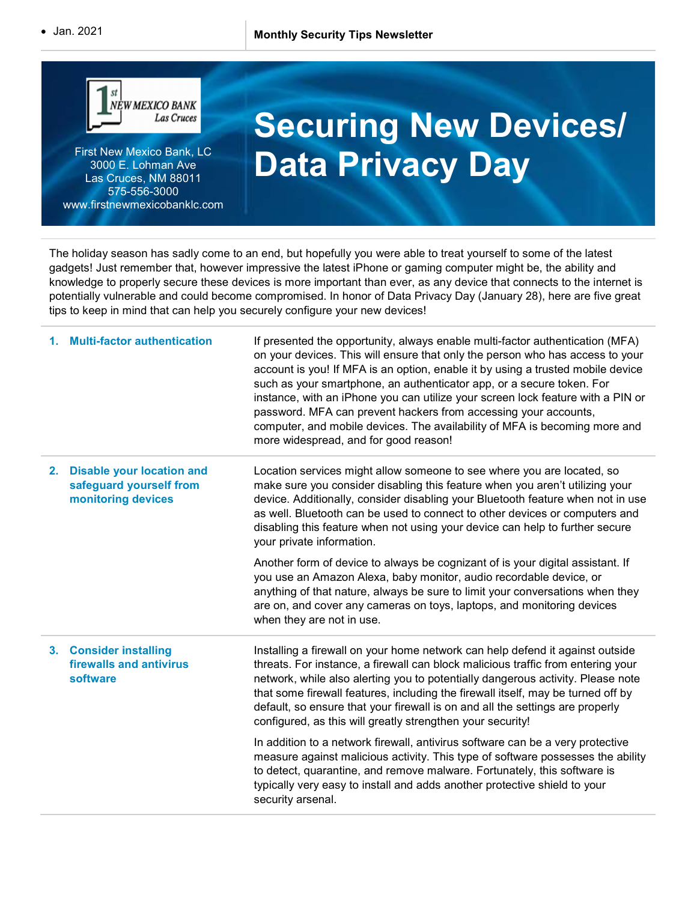- Jan. 2021

**Monthly Security Tips Newsletter**

First New Mexico Bank, LC
3000 E. Lohman Ave
Las Cruces, NM 88011
575-556-3000
www.firstnewmexicobanklc.com

# Securing New Devices/ Data Privacy Day

The holiday season has sadly come to an end, but hopefully you were able to treat yourself to some of the latest gadgets! Just remember that, however impressive the latest iPhone or gaming computer might be, the ability and knowledge to properly secure these devices is more important than ever, as any device that connects to the internet is potentially vulnerable and could become compromised. In honor of Data Privacy Day (January 28), here are five great tips to keep in mind that can help you securely configure your new devices!

## 1. Multi-factor authentication

If presented the opportunity, always enable multi-factor authentication (MFA) on your devices. This will ensure that only the person who has access to your account is you! If MFA is an option, enable it by using a trusted mobile device such as your smartphone, an authenticator app, or a secure token. For instance, with an iPhone you can utilize your screen lock feature with a PIN or password. MFA can prevent hackers from accessing your accounts, computer, and mobile devices. The availability of MFA is becoming more and more widespread, and for good reason!

## 2. Disable your location and safeguard yourself from monitoring devices

Location services might allow someone to see where you are located, so make sure you consider disabling this feature when you aren't utilizing your device. Additionally, consider disabling your Bluetooth feature when not in use as well. Bluetooth can be used to connect to other devices or computers and disabling this feature when not using your device can help to further secure your private information.

Another form of device to always be cognizant of is your digital assistant. If you use an Amazon Alexa, baby monitor, audio recordable device, or anything of that nature, always be sure to limit your conversations when they are on, and cover any cameras on toys, laptops, and monitoring devices when they are not in use.

## 3. Consider installing firewalls and antivirus software

Installing a firewall on your home network can help defend it against outside threats. For instance, a firewall can block malicious traffic from entering your network, while also alerting you to potentially dangerous activity. Please note that some firewall features, including the firewall itself, may be turned off by default, so ensure that your firewall is on and all the settings are properly configured, as this will greatly strengthen your security!

In addition to a network firewall, antivirus software can be a very protective measure against malicious activity. This type of software possesses the ability to detect, quarantine, and remove malware. Fortunately, this software is typically very easy to install and adds another protective shield to your security arsenal.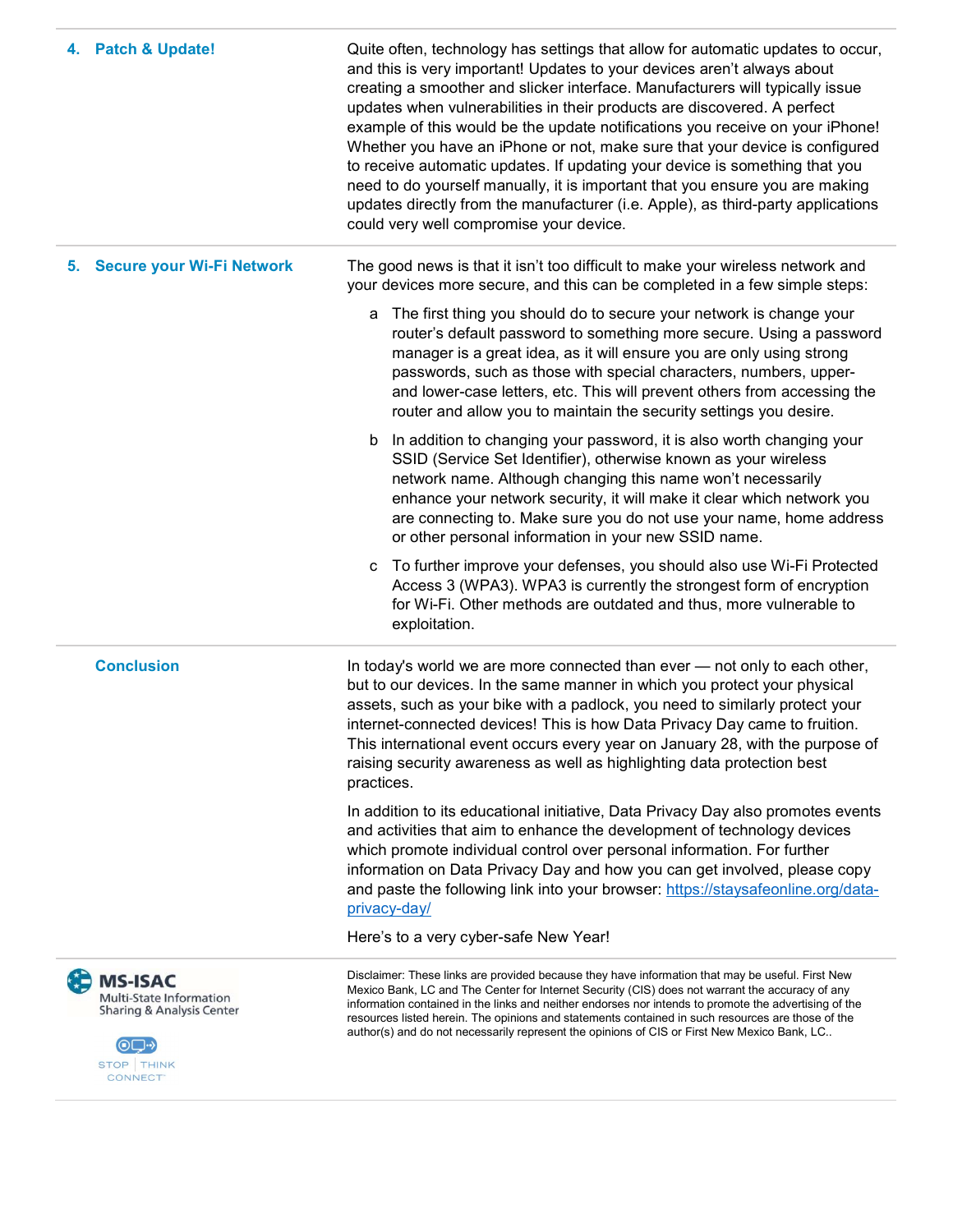### 4. Patch & Update!

Quite often, technology has settings that allow for automatic updates to occur, and this is very important! Updates to your devices aren't always about creating a smoother and slicker interface. Manufacturers will typically issue updates when vulnerabilities in their products are discovered. A perfect example of this would be the update notifications you receive on your iPhone! Whether you have an iPhone or not, make sure that your device is configured to receive automatic updates. If updating your device is something that you need to do yourself manually, it is important that you ensure you are making updates directly from the manufacturer (i.e. Apple), as third-party applications could very well compromise your device.

### 5. Secure your Wi-Fi Network

The good news is that it isn't too difficult to make your wireless network and your devices more secure, and this can be completed in a few simple steps:

a The first thing you should do to secure your network is change your router's default password to something more secure. Using a password manager is a great idea, as it will ensure you are only using strong passwords, such as those with special characters, numbers, upper- and lower-case letters, etc. This will prevent others from accessing the router and allow you to maintain the security settings you desire.

b In addition to changing your password, it is also worth changing your SSID (Service Set Identifier), otherwise known as your wireless network name. Although changing this name won't necessarily enhance your network security, it will make it clear which network you are connecting to. Make sure you do not use your name, home address or other personal information in your new SSID name.

c To further improve your defenses, you should also use Wi-Fi Protected Access 3 (WPA3). WPA3 is currently the strongest form of encryption for Wi-Fi. Other methods are outdated and thus, more vulnerable to exploitation.

### Conclusion

In today's world we are more connected than ever — not only to each other, but to our devices. In the same manner in which you protect your physical assets, such as your bike with a padlock, you need to similarly protect your internet-connected devices! This is how Data Privacy Day came to fruition. This international event occurs every year on January 28, with the purpose of raising security awareness as well as highlighting data protection best practices.

In addition to its educational initiative, Data Privacy Day also promotes events and activities that aim to enhance the development of technology devices which promote individual control over personal information. For further information on Data Privacy Day and how you can get involved, please copy and paste the following link into your browser: https://staysafeonline.org/data-privacy-day/

Here's to a very cyber-safe New Year!

MS-ISAC
Multi-State Information Sharing & Analysis Center

STOP | THINK CONNECT™

Disclaimer: These links are provided because they have information that may be useful. First New Mexico Bank, LC and The Center for Internet Security (CIS) does not warrant the accuracy of any information contained in the links and neither endorses nor intends to promote the advertising of the resources listed herein. The opinions and statements contained in such resources are those of the author(s) and do not necessarily represent the opinions of CIS or First New Mexico Bank, LC..